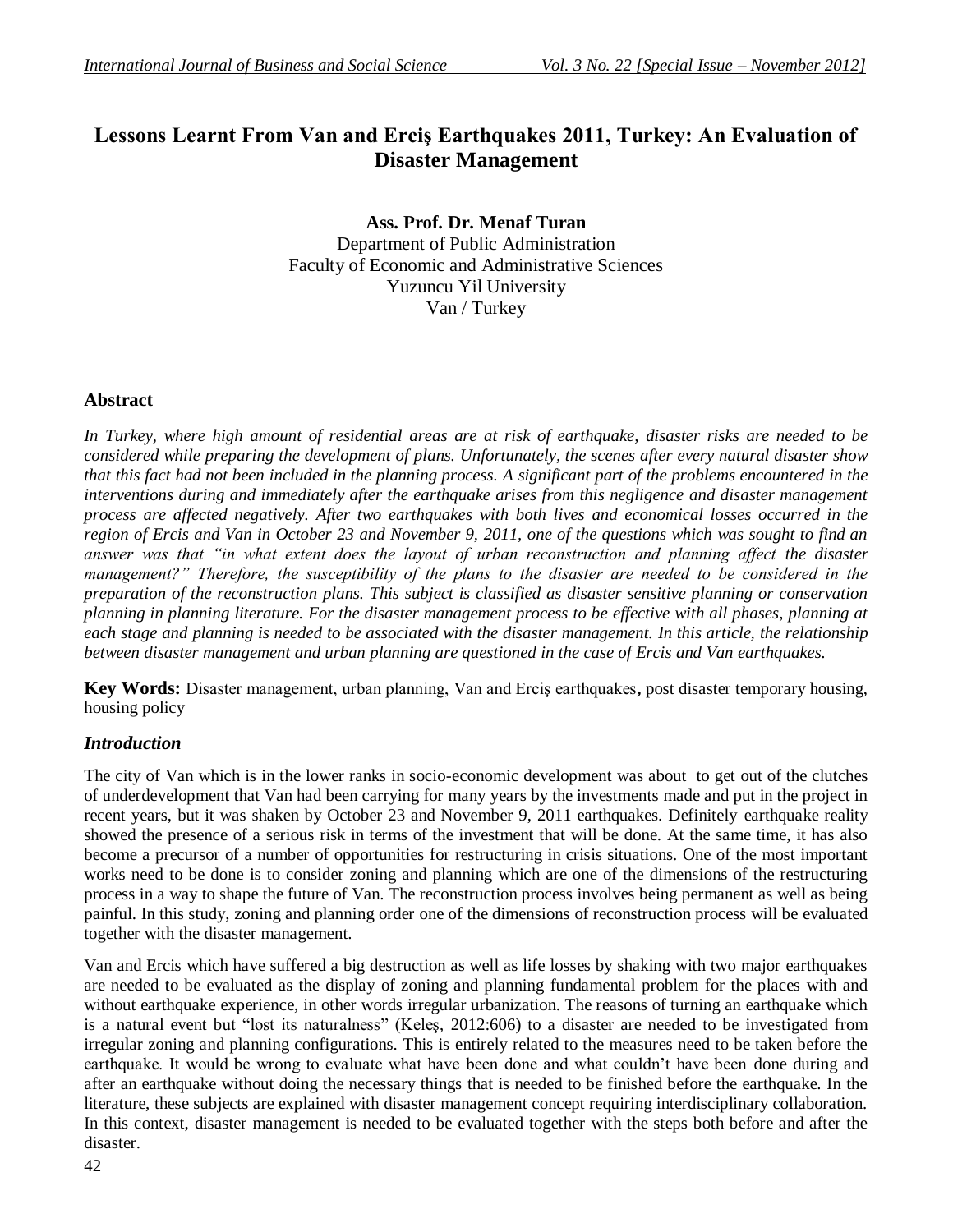# Lessons Learnt From Van and Erciş Earthquakes 2011, Turkey: An Evaluation of Disaster Management

**Ass. Prof. Dr. Menaf Turan**
Department of Public Administration
Faculty of Economic and Administrative Sciences
Yuzuncu Yil University
Van / Turkey

## Abstract

*In Turkey, where high amount of residential areas are at risk of earthquake, disaster risks are needed to be considered while preparing the development of plans. Unfortunately, the scenes after every natural disaster show that this fact had not been included in the planning process. A significant part of the problems encountered in the interventions during and immediately after the earthquake arises from this negligence and disaster management process are affected negatively. After two earthquakes with both lives and economical losses occurred in the region of Ercis and Van in October 23 and November 9, 2011, one of the questions which was sought to find an answer was that "in what extent does the layout of urban reconstruction and planning affect the disaster management?" Therefore, the susceptibility of the plans to the disaster are needed to be considered in the preparation of the reconstruction plans. This subject is classified as disaster sensitive planning or conservation planning in planning literature. For the disaster management process to be effective with all phases, planning at each stage and planning is needed to be associated with the disaster management. In this article, the relationship between disaster management and urban planning are questioned in the case of Ercis and Van earthquakes.*

**Key Words:** Disaster management, urban planning, Van and Erciş earthquakes**,** post disaster temporary housing, housing policy

## *Introduction*

The city of Van which is in the lower ranks in socio-economic development was about to get out of the clutches of underdevelopment that Van had been carrying for many years by the investments made and put in the project in recent years, but it was shaken by October 23 and November 9, 2011 earthquakes. Definitely earthquake reality showed the presence of a serious risk in terms of the investment that will be done. At the same time, it has also become a precursor of a number of opportunities for restructuring in crisis situations. One of the most important works need to be done is to consider zoning and planning which are one of the dimensions of the restructuring process in a way to shape the future of Van. The reconstruction process involves being permanent as well as being painful. In this study, zoning and planning order one of the dimensions of reconstruction process will be evaluated together with the disaster management.

Van and Ercis which have suffered a big destruction as well as life losses by shaking with two major earthquakes are needed to be evaluated as the display of zoning and planning fundamental problem for the places with and without earthquake experience, in other words irregular urbanization. The reasons of turning an earthquake which is a natural event but "lost its naturalness" (Keleş, 2012:606) to a disaster are needed to be investigated from irregular zoning and planning configurations. This is entirely related to the measures need to be taken before the earthquake. It would be wrong to evaluate what have been done and what couldn't have been done during and after an earthquake without doing the necessary things that is needed to be finished before the earthquake. In the literature, these subjects are explained with disaster management concept requiring interdisciplinary collaboration. In this context, disaster management is needed to be evaluated together with the steps both before and after the disaster.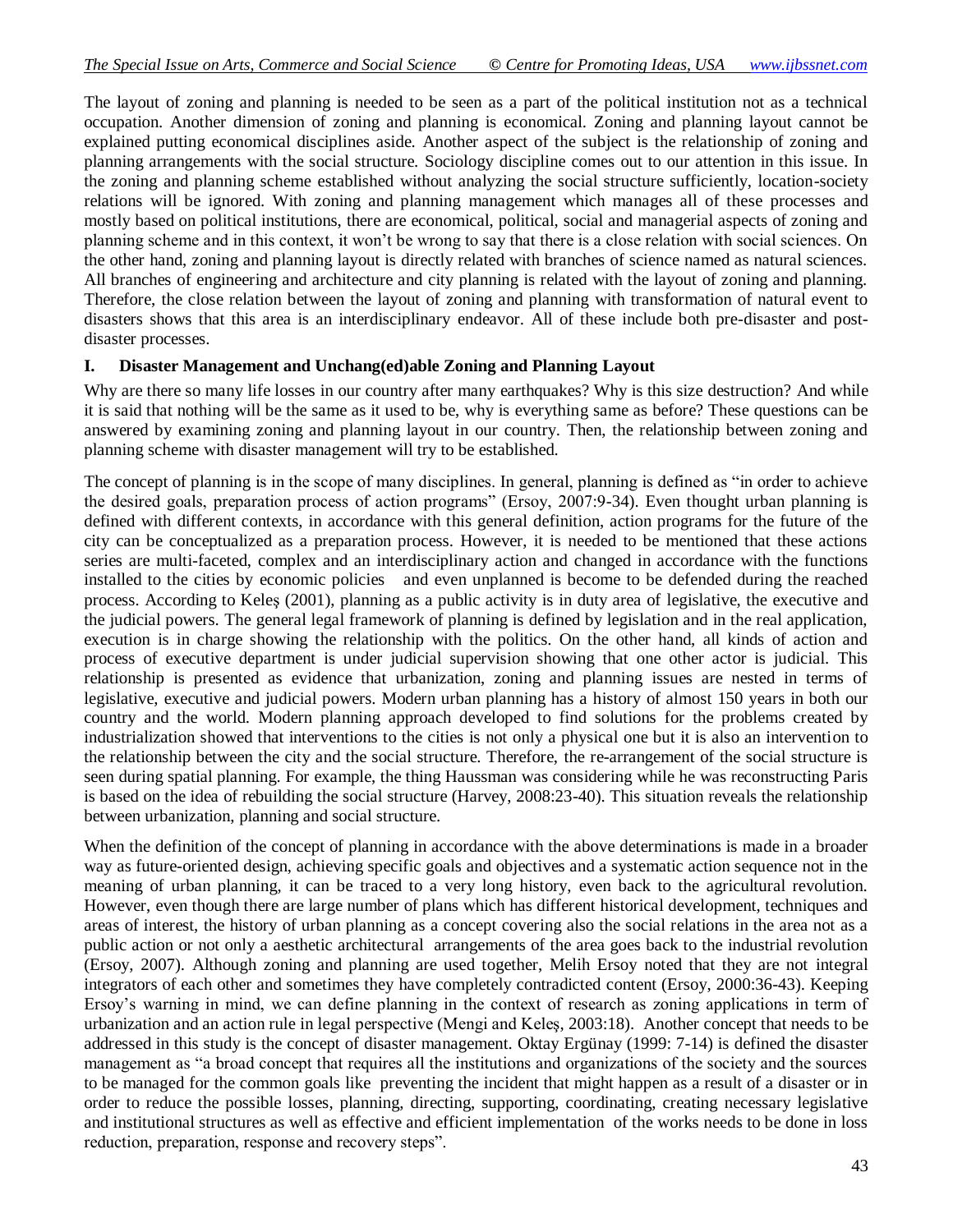The layout of zoning and planning is needed to be seen as a part of the political institution not as a technical occupation. Another dimension of zoning and planning is economical. Zoning and planning layout cannot be explained putting economical disciplines aside. Another aspect of the subject is the relationship of zoning and planning arrangements with the social structure. Sociology discipline comes out to our attention in this issue. In the zoning and planning scheme established without analyzing the social structure sufficiently, location-society relations will be ignored. With zoning and planning management which manages all of these processes and mostly based on political institutions, there are economical, political, social and managerial aspects of zoning and planning scheme and in this context, it won't be wrong to say that there is a close relation with social sciences. On the other hand, zoning and planning layout is directly related with branches of science named as natural sciences. All branches of engineering and architecture and city planning is related with the layout of zoning and planning. Therefore, the close relation between the layout of zoning and planning with transformation of natural event to disasters shows that this area is an interdisciplinary endeavor. All of these include both pre-disaster and post-disaster processes.

## I. Disaster Management and Unchang(ed)able Zoning and Planning Layout

Why are there so many life losses in our country after many earthquakes? Why is this size destruction? And while it is said that nothing will be the same as it used to be, why is everything same as before? These questions can be answered by examining zoning and planning layout in our country. Then, the relationship between zoning and planning scheme with disaster management will try to be established.

The concept of planning is in the scope of many disciplines. In general, planning is defined as "in order to achieve the desired goals, preparation process of action programs" (Ersoy, 2007:9-34). Even thought urban planning is defined with different contexts, in accordance with this general definition, action programs for the future of the city can be conceptualized as a preparation process. However, it is needed to be mentioned that these actions series are multi-faceted, complex and an interdisciplinary action and changed in accordance with the functions installed to the cities by economic policies and even unplanned is become to be defended during the reached process. According to Keleş (2001), planning as a public activity is in duty area of legislative, the executive and the judicial powers. The general legal framework of planning is defined by legislation and in the real application, execution is in charge showing the relationship with the politics. On the other hand, all kinds of action and process of executive department is under judicial supervision showing that one other actor is judicial. This relationship is presented as evidence that urbanization, zoning and planning issues are nested in terms of legislative, executive and judicial powers. Modern urban planning has a history of almost 150 years in both our country and the world. Modern planning approach developed to find solutions for the problems created by industrialization showed that interventions to the cities is not only a physical one but it is also an intervention to the relationship between the city and the social structure. Therefore, the re-arrangement of the social structure is seen during spatial planning. For example, the thing Haussman was considering while he was reconstructing Paris is based on the idea of rebuilding the social structure (Harvey, 2008:23-40). This situation reveals the relationship between urbanization, planning and social structure.

When the definition of the concept of planning in accordance with the above determinations is made in a broader way as future-oriented design, achieving specific goals and objectives and a systematic action sequence not in the meaning of urban planning, it can be traced to a very long history, even back to the agricultural revolution. However, even though there are large number of plans which has different historical development, techniques and areas of interest, the history of urban planning as a concept covering also the social relations in the area not as a public action or not only a aesthetic architectural arrangements of the area goes back to the industrial revolution (Ersoy, 2007). Although zoning and planning are used together, Melih Ersoy noted that they are not integral integrators of each other and sometimes they have completely contradicted content (Ersoy, 2000:36-43). Keeping Ersoy's warning in mind, we can define planning in the context of research as zoning applications in term of urbanization and an action rule in legal perspective (Mengi and Keleş, 2003:18). Another concept that needs to be addressed in this study is the concept of disaster management. Oktay Ergünay (1999: 7-14) is defined the disaster management as "a broad concept that requires all the institutions and organizations of the society and the sources to be managed for the common goals like preventing the incident that might happen as a result of a disaster or in order to reduce the possible losses, planning, directing, supporting, coordinating, creating necessary legislative and institutional structures as well as effective and efficient implementation of the works needs to be done in loss reduction, preparation, response and recovery steps".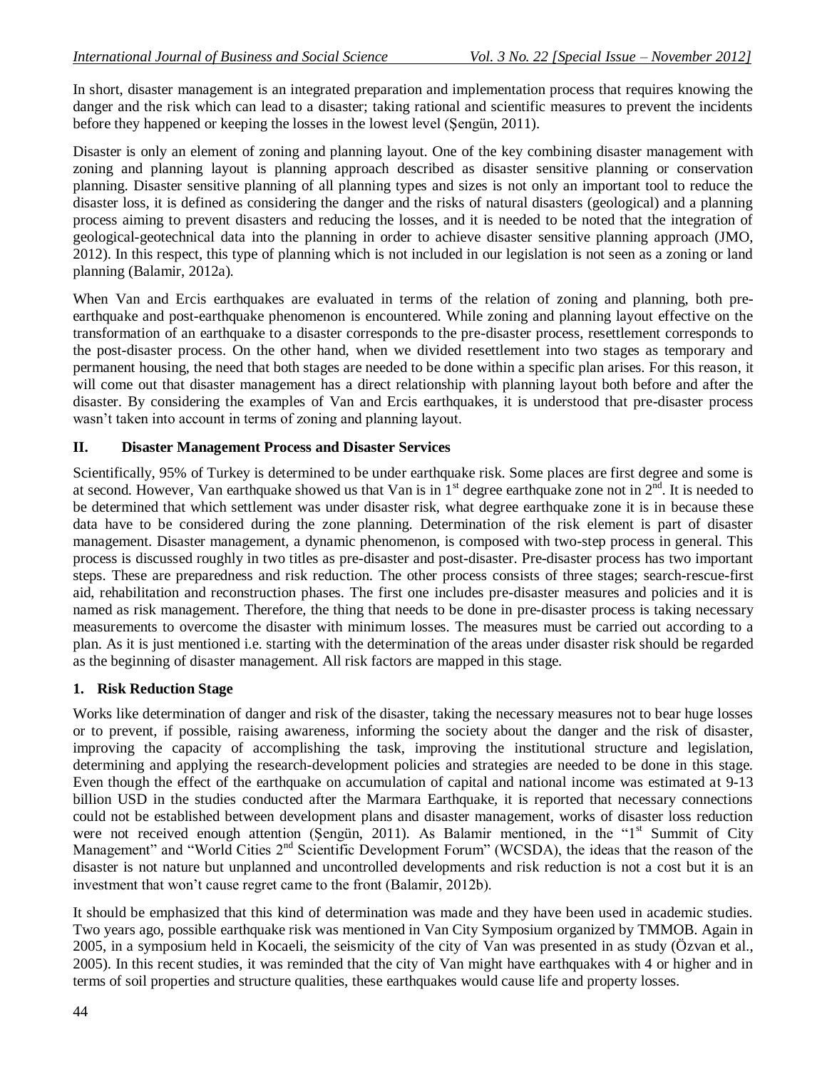In short, disaster management is an integrated preparation and implementation process that requires knowing the danger and the risk which can lead to a disaster; taking rational and scientific measures to prevent the incidents before they happened or keeping the losses in the lowest level (Şengün, 2011).

Disaster is only an element of zoning and planning layout. One of the key combining disaster management with zoning and planning layout is planning approach described as disaster sensitive planning or conservation planning. Disaster sensitive planning of all planning types and sizes is not only an important tool to reduce the disaster loss, it is defined as considering the danger and the risks of natural disasters (geological) and a planning process aiming to prevent disasters and reducing the losses, and it is needed to be noted that the integration of geological-geotechnical data into the planning in order to achieve disaster sensitive planning approach (JMO, 2012). In this respect, this type of planning which is not included in our legislation is not seen as a zoning or land planning (Balamir, 2012a).

When Van and Ercis earthquakes are evaluated in terms of the relation of zoning and planning, both pre-earthquake and post-earthquake phenomenon is encountered. While zoning and planning layout effective on the transformation of an earthquake to a disaster corresponds to the pre-disaster process, resettlement corresponds to the post-disaster process. On the other hand, when we divided resettlement into two stages as temporary and permanent housing, the need that both stages are needed to be done within a specific plan arises. For this reason, it will come out that disaster management has a direct relationship with planning layout both before and after the disaster. By considering the examples of Van and Ercis earthquakes, it is understood that pre-disaster process wasn't taken into account in terms of zoning and planning layout.

## II. Disaster Management Process and Disaster Services

Scientifically, 95% of Turkey is determined to be under earthquake risk. Some places are first degree and some is at second. However, Van earthquake showed us that Van is in 1st degree earthquake zone not in 2nd. It is needed to be determined that which settlement was under disaster risk, what degree earthquake zone it is in because these data have to be considered during the zone planning. Determination of the risk element is part of disaster management. Disaster management, a dynamic phenomenon, is composed with two-step process in general. This process is discussed roughly in two titles as pre-disaster and post-disaster. Pre-disaster process has two important steps. These are preparedness and risk reduction. The other process consists of three stages; search-rescue-first aid, rehabilitation and reconstruction phases. The first one includes pre-disaster measures and policies and it is named as risk management. Therefore, the thing that needs to be done in pre-disaster process is taking necessary measurements to overcome the disaster with minimum losses. The measures must be carried out according to a plan. As it is just mentioned i.e. starting with the determination of the areas under disaster risk should be regarded as the beginning of disaster management. All risk factors are mapped in this stage.

### 1. Risk Reduction Stage

Works like determination of danger and risk of the disaster, taking the necessary measures not to bear huge losses or to prevent, if possible, raising awareness, informing the society about the danger and the risk of disaster, improving the capacity of accomplishing the task, improving the institutional structure and legislation, determining and applying the research-development policies and strategies are needed to be done in this stage. Even though the effect of the earthquake on accumulation of capital and national income was estimated at 9-13 billion USD in the studies conducted after the Marmara Earthquake, it is reported that necessary connections could not be established between development plans and disaster management, works of disaster loss reduction were not received enough attention (Şengün, 2011). As Balamir mentioned, in the "1st Summit of City Management" and "World Cities 2nd Scientific Development Forum" (WCSDA), the ideas that the reason of the disaster is not nature but unplanned and uncontrolled developments and risk reduction is not a cost but it is an investment that won't cause regret came to the front (Balamir, 2012b).

It should be emphasized that this kind of determination was made and they have been used in academic studies. Two years ago, possible earthquake risk was mentioned in Van City Symposium organized by TMMOB. Again in 2005, in a symposium held in Kocaeli, the seismicity of the city of Van was presented in as study (Özvan et al., 2005). In this recent studies, it was reminded that the city of Van might have earthquakes with 4 or higher and in terms of soil properties and structure qualities, these earthquakes would cause life and property losses.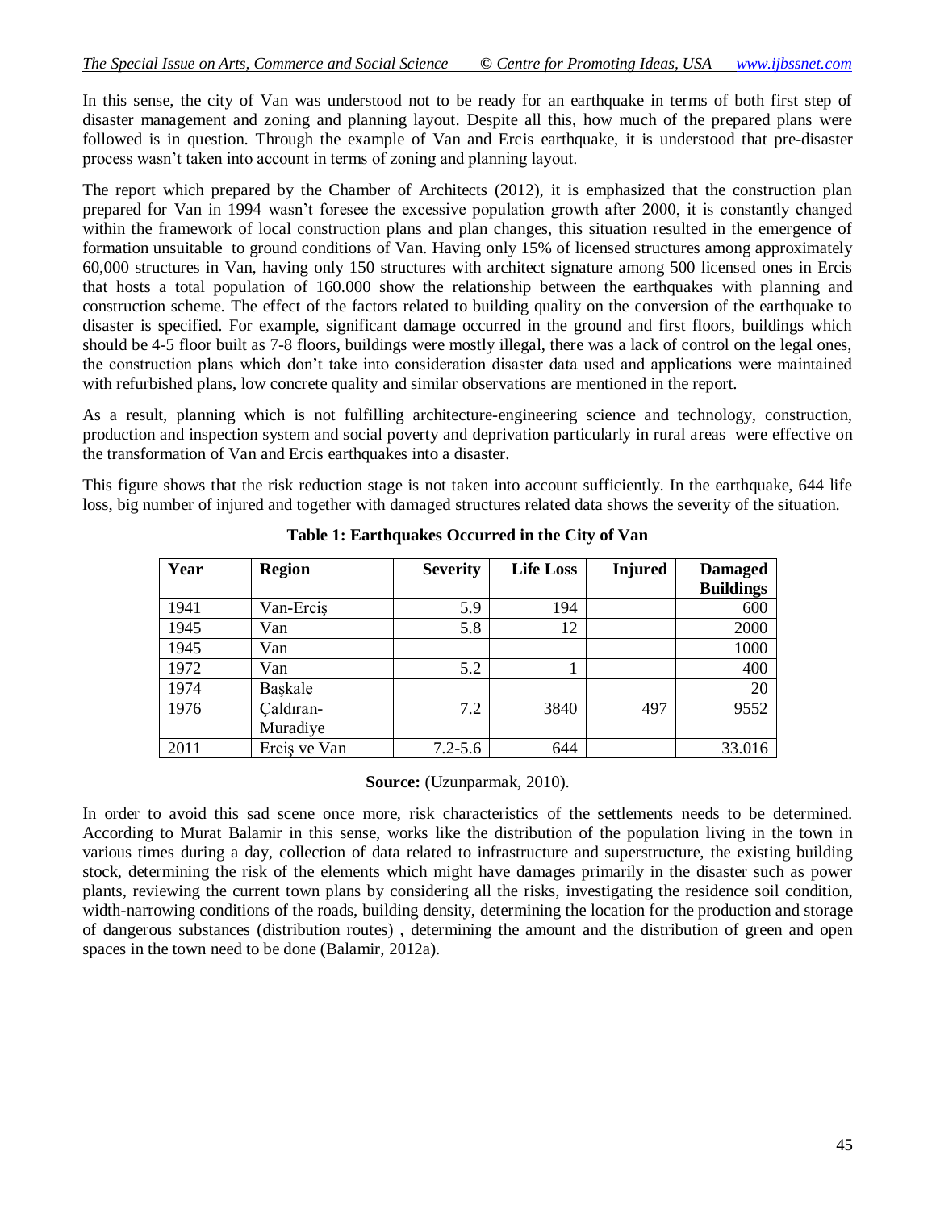In this sense, the city of Van was understood not to be ready for an earthquake in terms of both first step of disaster management and zoning and planning layout. Despite all this, how much of the prepared plans were followed is in question. Through the example of Van and Ercis earthquake, it is understood that pre-disaster process wasn't taken into account in terms of zoning and planning layout.

The report which prepared by the Chamber of Architects (2012), it is emphasized that the construction plan prepared for Van in 1994 wasn't foresee the excessive population growth after 2000, it is constantly changed within the framework of local construction plans and plan changes, this situation resulted in the emergence of formation unsuitable to ground conditions of Van. Having only 15% of licensed structures among approximately 60,000 structures in Van, having only 150 structures with architect signature among 500 licensed ones in Ercis that hosts a total population of 160.000 show the relationship between the earthquakes with planning and construction scheme. The effect of the factors related to building quality on the conversion of the earthquake to disaster is specified. For example, significant damage occurred in the ground and first floors, buildings which should be 4-5 floor built as 7-8 floors, buildings were mostly illegal, there was a lack of control on the legal ones, the construction plans which don't take into consideration disaster data used and applications were maintained with refurbished plans, low concrete quality and similar observations are mentioned in the report.

As a result, planning which is not fulfilling architecture-engineering science and technology, construction, production and inspection system and social poverty and deprivation particularly in rural areas were effective on the transformation of Van and Ercis earthquakes into a disaster.

This figure shows that the risk reduction stage is not taken into account sufficiently. In the earthquake, 644 life loss, big number of injured and together with damaged structures related data shows the severity of the situation.

**Table 1: Earthquakes Occurred in the City of Van**

| Year | Region | Severity | Life Loss | Injured | Damaged Buildings |
|---|---|---|---|---|---|
| 1941 | Van-Erciş | 5.9 | 194 | | 600 |
| 1945 | Van | 5.8 | 12 | | 2000 |
| 1945 | Van | | | | 1000 |
| 1972 | Van | 5.2 | 1 | | 400 |
| 1974 | Başkale | | | | 20 |
| 1976 | Çaldıran-Muradiye | 7.2 | 3840 | 497 | 9552 |
| 2011 | Erciş ve Van | 7.2-5.6 | 644 | | 33.016 |

**Source:** (Uzunparmak, 2010).

In order to avoid this sad scene once more, risk characteristics of the settlements needs to be determined. According to Murat Balamir in this sense, works like the distribution of the population living in the town in various times during a day, collection of data related to infrastructure and superstructure, the existing building stock, determining the risk of the elements which might have damages primarily in the disaster such as power plants, reviewing the current town plans by considering all the risks, investigating the residence soil condition, width-narrowing conditions of the roads, building density, determining the location for the production and storage of dangerous substances (distribution routes) , determining the amount and the distribution of green and open spaces in the town need to be done (Balamir, 2012a).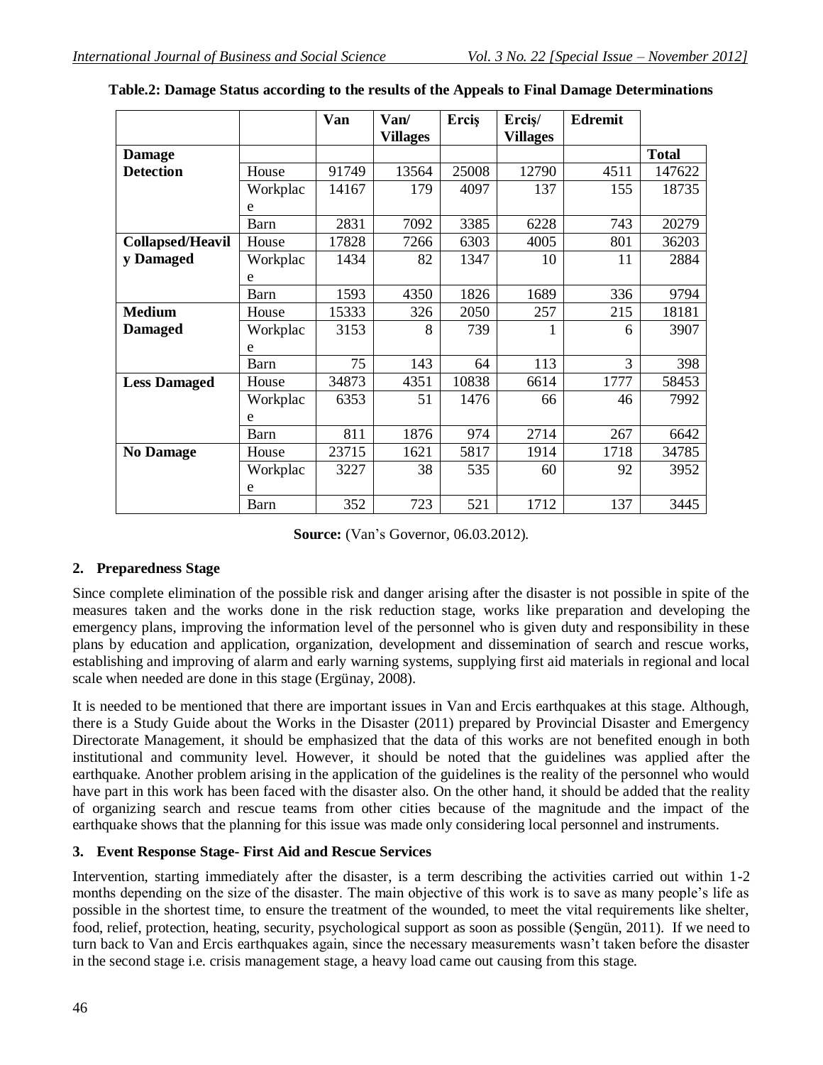**Table.2: Damage Status according to the results of the Appeals to Final Damage Determinations**

| | | Van | Van/ Villages | Erciş | Erciş/ Villages | Edremit | Total |
|---|---|---|---|---|---|---|---|
| **Damage Detection** | House | 91749 | 13564 | 25008 | 12790 | 4511 | 147622 |
| | Workplace | 14167 | 179 | 4097 | 137 | 155 | 18735 |
| | Barn | 2831 | 7092 | 3385 | 6228 | 743 | 20279 |
| **Collapsed/Heavily Damaged** | House | 17828 | 7266 | 6303 | 4005 | 801 | 36203 |
| | Workplace | 1434 | 82 | 1347 | 10 | 11 | 2884 |
| | Barn | 1593 | 4350 | 1826 | 1689 | 336 | 9794 |
| **Medium Damaged** | House | 15333 | 326 | 2050 | 257 | 215 | 18181 |
| | Workplace | 3153 | 8 | 739 | 1 | 6 | 3907 |
| | Barn | 75 | 143 | 64 | 113 | 3 | 398 |
| **Less Damaged** | House | 34873 | 4351 | 10838 | 6614 | 1777 | 58453 |
| | Workplace | 6353 | 51 | 1476 | 66 | 46 | 7992 |
| | Barn | 811 | 1876 | 974 | 2714 | 267 | 6642 |
| **No Damage** | House | 23715 | 1621 | 5817 | 1914 | 1718 | 34785 |
| | Workplace | 3227 | 38 | 535 | 60 | 92 | 3952 |
| | Barn | 352 | 723 | 521 | 1712 | 137 | 3445 |

**Source:** (Van's Governor, 06.03.2012).

## 2. Preparedness Stage

Since complete elimination of the possible risk and danger arising after the disaster is not possible in spite of the measures taken and the works done in the risk reduction stage, works like preparation and developing the emergency plans, improving the information level of the personnel who is given duty and responsibility in these plans by education and application, organization, development and dissemination of search and rescue works, establishing and improving of alarm and early warning systems, supplying first aid materials in regional and local scale when needed are done in this stage (Ergünay, 2008).

It is needed to be mentioned that there are important issues in Van and Ercis earthquakes at this stage. Although, there is a Study Guide about the Works in the Disaster (2011) prepared by Provincial Disaster and Emergency Directorate Management, it should be emphasized that the data of this works are not benefited enough in both institutional and community level. However, it should be noted that the guidelines was applied after the earthquake. Another problem arising in the application of the guidelines is the reality of the personnel who would have part in this work has been faced with the disaster also. On the other hand, it should be added that the reality of organizing search and rescue teams from other cities because of the magnitude and the impact of the earthquake shows that the planning for this issue was made only considering local personnel and instruments.

## 3. Event Response Stage- First Aid and Rescue Services

Intervention, starting immediately after the disaster, is a term describing the activities carried out within 1-2 months depending on the size of the disaster. The main objective of this work is to save as many people's life as possible in the shortest time, to ensure the treatment of the wounded, to meet the vital requirements like shelter, food, relief, protection, heating, security, psychological support as soon as possible (Şengün, 2011). If we need to turn back to Van and Ercis earthquakes again, since the necessary measurements wasn't taken before the disaster in the second stage i.e. crisis management stage, a heavy load came out causing from this stage.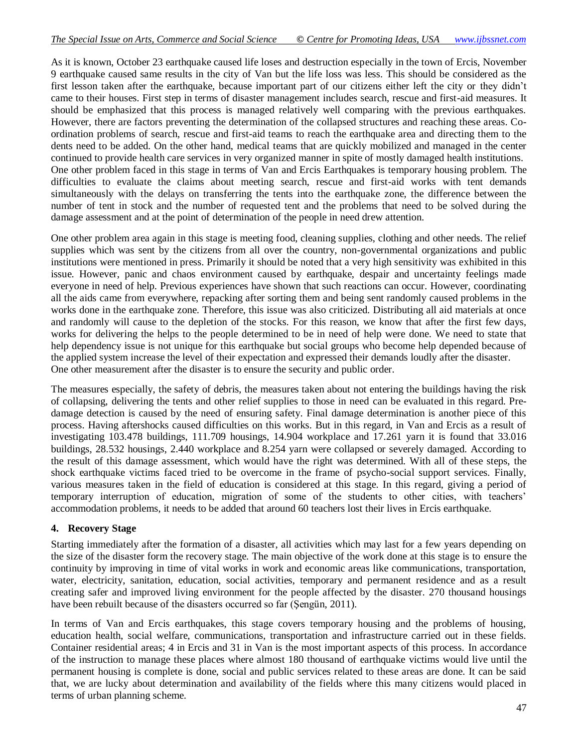As it is known, October 23 earthquake caused life loses and destruction especially in the town of Ercis, November 9 earthquake caused same results in the city of Van but the life loss was less. This should be considered as the first lesson taken after the earthquake, because important part of our citizens either left the city or they didn't came to their houses. First step in terms of disaster management includes search, rescue and first-aid measures. It should be emphasized that this process is managed relatively well comparing with the previous earthquakes. However, there are factors preventing the determination of the collapsed structures and reaching these areas. Co-ordination problems of search, rescue and first-aid teams to reach the earthquake area and directing them to the dents need to be added. On the other hand, medical teams that are quickly mobilized and managed in the center continued to provide health care services in very organized manner in spite of mostly damaged health institutions. One other problem faced in this stage in terms of Van and Ercis Earthquakes is temporary housing problem. The difficulties to evaluate the claims about meeting search, rescue and first-aid works with tent demands simultaneously with the delays on transferring the tents into the earthquake zone, the difference between the number of tent in stock and the number of requested tent and the problems that need to be solved during the damage assessment and at the point of determination of the people in need drew attention.

One other problem area again in this stage is meeting food, cleaning supplies, clothing and other needs. The relief supplies which was sent by the citizens from all over the country, non-governmental organizations and public institutions were mentioned in press. Primarily it should be noted that a very high sensitivity was exhibited in this issue. However, panic and chaos environment caused by earthquake, despair and uncertainty feelings made everyone in need of help. Previous experiences have shown that such reactions can occur. However, coordinating all the aids came from everywhere, repacking after sorting them and being sent randomly caused problems in the works done in the earthquake zone. Therefore, this issue was also criticized. Distributing all aid materials at once and randomly will cause to the depletion of the stocks. For this reason, we know that after the first few days, works for delivering the helps to the people determined to be in need of help were done. We need to state that help dependency issue is not unique for this earthquake but social groups who become help depended because of the applied system increase the level of their expectation and expressed their demands loudly after the disaster. One other measurement after the disaster is to ensure the security and public order.

The measures especially, the safety of debris, the measures taken about not entering the buildings having the risk of collapsing, delivering the tents and other relief supplies to those in need can be evaluated in this regard. Pre-damage detection is caused by the need of ensuring safety. Final damage determination is another piece of this process. Having aftershocks caused difficulties on this works. But in this regard, in Van and Ercis as a result of investigating 103.478 buildings, 111.709 housings, 14.904 workplace and 17.261 yarn it is found that 33.016 buildings, 28.532 housings, 2.440 workplace and 8.254 yarn were collapsed or severely damaged. According to the result of this damage assessment, which would have the right was determined. With all of these steps, the shock earthquake victims faced tried to be overcome in the frame of psycho-social support services. Finally, various measures taken in the field of education is considered at this stage. In this regard, giving a period of temporary interruption of education, migration of some of the students to other cities, with teachers' accommodation problems, it needs to be added that around 60 teachers lost their lives in Ercis earthquake.

## 4. Recovery Stage

Starting immediately after the formation of a disaster, all activities which may last for a few years depending on the size of the disaster form the recovery stage. The main objective of the work done at this stage is to ensure the continuity by improving in time of vital works in work and economic areas like communications, transportation, water, electricity, sanitation, education, social activities, temporary and permanent residence and as a result creating safer and improved living environment for the people affected by the disaster. 270 thousand housings have been rebuilt because of the disasters occurred so far (Şengün, 2011).

In terms of Van and Ercis earthquakes, this stage covers temporary housing and the problems of housing, education health, social welfare, communications, transportation and infrastructure carried out in these fields. Container residential areas; 4 in Ercis and 31 in Van is the most important aspects of this process. In accordance of the instruction to manage these places where almost 180 thousand of earthquake victims would live until the permanent housing is complete is done, social and public services related to these areas are done. It can be said that, we are lucky about determination and availability of the fields where this many citizens would placed in terms of urban planning scheme.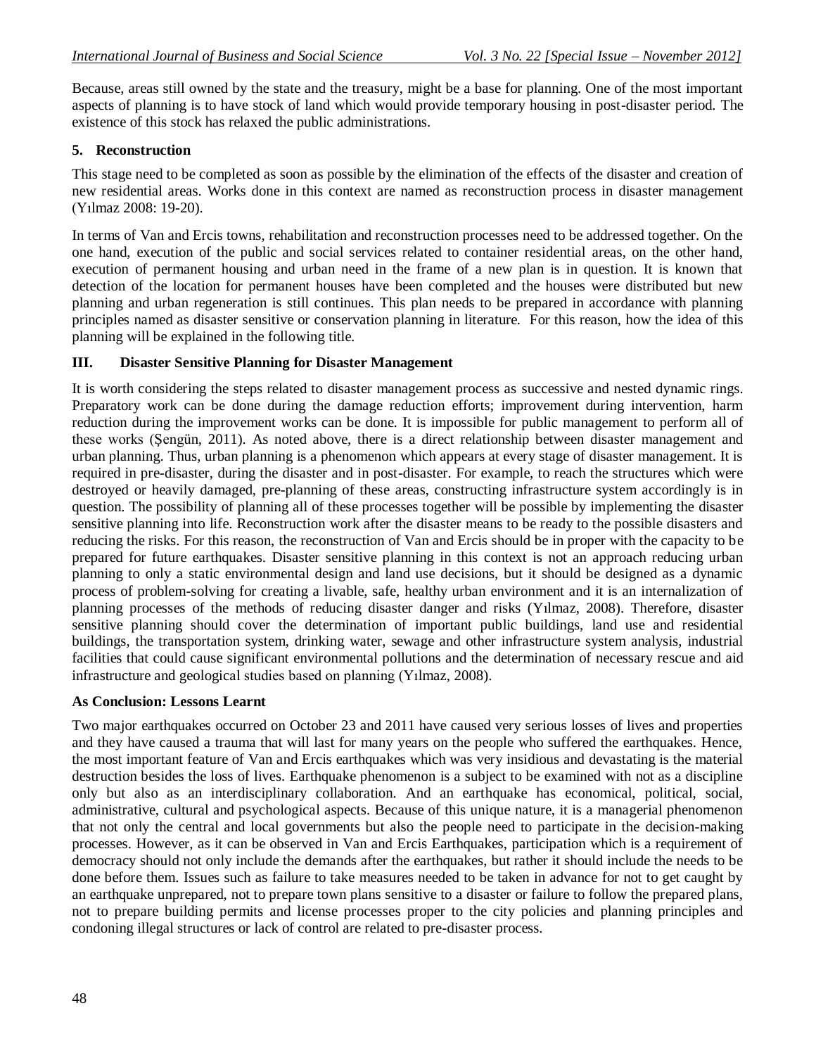Because, areas still owned by the state and the treasury, might be a base for planning. One of the most important aspects of planning is to have stock of land which would provide temporary housing in post-disaster period. The existence of this stock has relaxed the public administrations.

### 5. Reconstruction

This stage need to be completed as soon as possible by the elimination of the effects of the disaster and creation of new residential areas. Works done in this context are named as reconstruction process in disaster management (Yılmaz 2008: 19-20).

In terms of Van and Ercis towns, rehabilitation and reconstruction processes need to be addressed together. On the one hand, execution of the public and social services related to container residential areas, on the other hand, execution of permanent housing and urban need in the frame of a new plan is in question. It is known that detection of the location for permanent houses have been completed and the houses were distributed but new planning and urban regeneration is still continues. This plan needs to be prepared in accordance with planning principles named as disaster sensitive or conservation planning in literature. For this reason, how the idea of this planning will be explained in the following title.

## III. Disaster Sensitive Planning for Disaster Management

It is worth considering the steps related to disaster management process as successive and nested dynamic rings. Preparatory work can be done during the damage reduction efforts; improvement during intervention, harm reduction during the improvement works can be done. It is impossible for public management to perform all of these works (Şengün, 2011). As noted above, there is a direct relationship between disaster management and urban planning. Thus, urban planning is a phenomenon which appears at every stage of disaster management. It is required in pre-disaster, during the disaster and in post-disaster. For example, to reach the structures which were destroyed or heavily damaged, pre-planning of these areas, constructing infrastructure system accordingly is in question. The possibility of planning all of these processes together will be possible by implementing the disaster sensitive planning into life. Reconstruction work after the disaster means to be ready to the possible disasters and reducing the risks. For this reason, the reconstruction of Van and Ercis should be in proper with the capacity to be prepared for future earthquakes. Disaster sensitive planning in this context is not an approach reducing urban planning to only a static environmental design and land use decisions, but it should be designed as a dynamic process of problem-solving for creating a livable, safe, healthy urban environment and it is an internalization of planning processes of the methods of reducing disaster danger and risks (Yılmaz, 2008). Therefore, disaster sensitive planning should cover the determination of important public buildings, land use and residential buildings, the transportation system, drinking water, sewage and other infrastructure system analysis, industrial facilities that could cause significant environmental pollutions and the determination of necessary rescue and aid infrastructure and geological studies based on planning (Yılmaz, 2008).

## As Conclusion: Lessons Learnt

Two major earthquakes occurred on October 23 and 2011 have caused very serious losses of lives and properties and they have caused a trauma that will last for many years on the people who suffered the earthquakes. Hence, the most important feature of Van and Ercis earthquakes which was very insidious and devastating is the material destruction besides the loss of lives. Earthquake phenomenon is a subject to be examined with not as a discipline only but also as an interdisciplinary collaboration. And an earthquake has economical, political, social, administrative, cultural and psychological aspects. Because of this unique nature, it is a managerial phenomenon that not only the central and local governments but also the people need to participate in the decision-making processes. However, as it can be observed in Van and Ercis Earthquakes, participation which is a requirement of democracy should not only include the demands after the earthquakes, but rather it should include the needs to be done before them. Issues such as failure to take measures needed to be taken in advance for not to get caught by an earthquake unprepared, not to prepare town plans sensitive to a disaster or failure to follow the prepared plans, not to prepare building permits and license processes proper to the city policies and planning principles and condoning illegal structures or lack of control are related to pre-disaster process.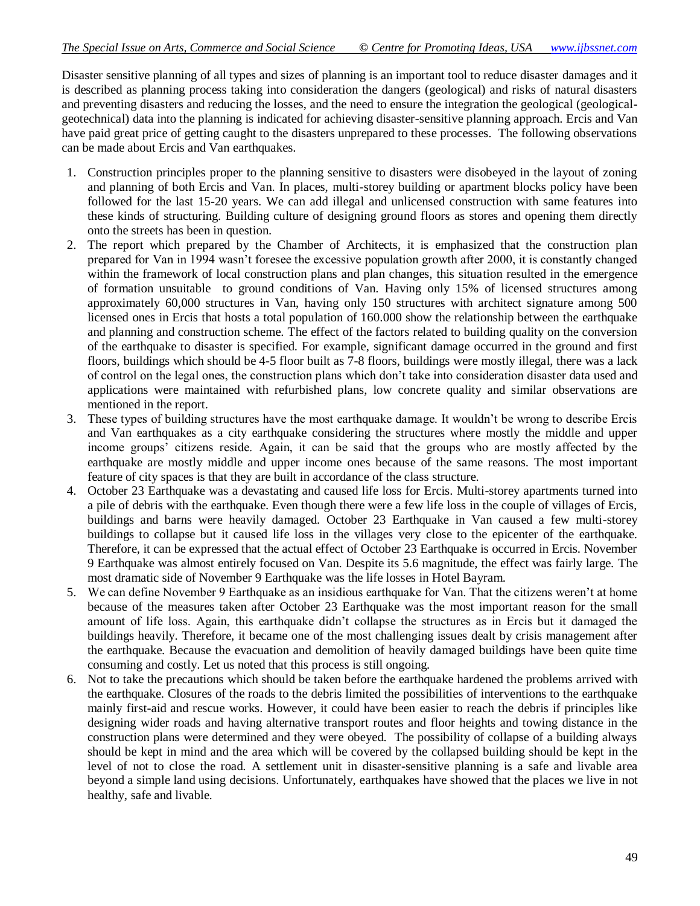Disaster sensitive planning of all types and sizes of planning is an important tool to reduce disaster damages and it is described as planning process taking into consideration the dangers (geological) and risks of natural disasters and preventing disasters and reducing the losses, and the need to ensure the integration the geological (geological-geotechnical) data into the planning is indicated for achieving disaster-sensitive planning approach. Ercis and Van have paid great price of getting caught to the disasters unprepared to these processes. The following observations can be made about Ercis and Van earthquakes.

1. Construction principles proper to the planning sensitive to disasters were disobeyed in the layout of zoning and planning of both Ercis and Van. In places, multi-storey building or apartment blocks policy have been followed for the last 15-20 years. We can add illegal and unlicensed construction with same features into these kinds of structuring. Building culture of designing ground floors as stores and opening them directly onto the streets has been in question.
2. The report which prepared by the Chamber of Architects, it is emphasized that the construction plan prepared for Van in 1994 wasn't foresee the excessive population growth after 2000, it is constantly changed within the framework of local construction plans and plan changes, this situation resulted in the emergence of formation unsuitable to ground conditions of Van. Having only 15% of licensed structures among approximately 60,000 structures in Van, having only 150 structures with architect signature among 500 licensed ones in Ercis that hosts a total population of 160.000 show the relationship between the earthquake and planning and construction scheme. The effect of the factors related to building quality on the conversion of the earthquake to disaster is specified. For example, significant damage occurred in the ground and first floors, buildings which should be 4-5 floor built as 7-8 floors, buildings were mostly illegal, there was a lack of control on the legal ones, the construction plans which don't take into consideration disaster data used and applications were maintained with refurbished plans, low concrete quality and similar observations are mentioned in the report.
3. These types of building structures have the most earthquake damage. It wouldn't be wrong to describe Ercis and Van earthquakes as a city earthquake considering the structures where mostly the middle and upper income groups' citizens reside. Again, it can be said that the groups who are mostly affected by the earthquake are mostly middle and upper income ones because of the same reasons. The most important feature of city spaces is that they are built in accordance of the class structure.
4. October 23 Earthquake was a devastating and caused life loss for Ercis. Multi-storey apartments turned into a pile of debris with the earthquake. Even though there were a few life loss in the couple of villages of Ercis, buildings and barns were heavily damaged. October 23 Earthquake in Van caused a few multi-storey buildings to collapse but it caused life loss in the villages very close to the epicenter of the earthquake. Therefore, it can be expressed that the actual effect of October 23 Earthquake is occurred in Ercis. November 9 Earthquake was almost entirely focused on Van. Despite its 5.6 magnitude, the effect was fairly large. The most dramatic side of November 9 Earthquake was the life losses in Hotel Bayram.
5. We can define November 9 Earthquake as an insidious earthquake for Van. That the citizens weren't at home because of the measures taken after October 23 Earthquake was the most important reason for the small amount of life loss. Again, this earthquake didn't collapse the structures as in Ercis but it damaged the buildings heavily. Therefore, it became one of the most challenging issues dealt by crisis management after the earthquake. Because the evacuation and demolition of heavily damaged buildings have been quite time consuming and costly. Let us noted that this process is still ongoing.
6. Not to take the precautions which should be taken before the earthquake hardened the problems arrived with the earthquake. Closures of the roads to the debris limited the possibilities of interventions to the earthquake mainly first-aid and rescue works. However, it could have been easier to reach the debris if principles like designing wider roads and having alternative transport routes and floor heights and towing distance in the construction plans were determined and they were obeyed. The possibility of collapse of a building always should be kept in mind and the area which will be covered by the collapsed building should be kept in the level of not to close the road. A settlement unit in disaster-sensitive planning is a safe and livable area beyond a simple land using decisions. Unfortunately, earthquakes have showed that the places we live in not healthy, safe and livable.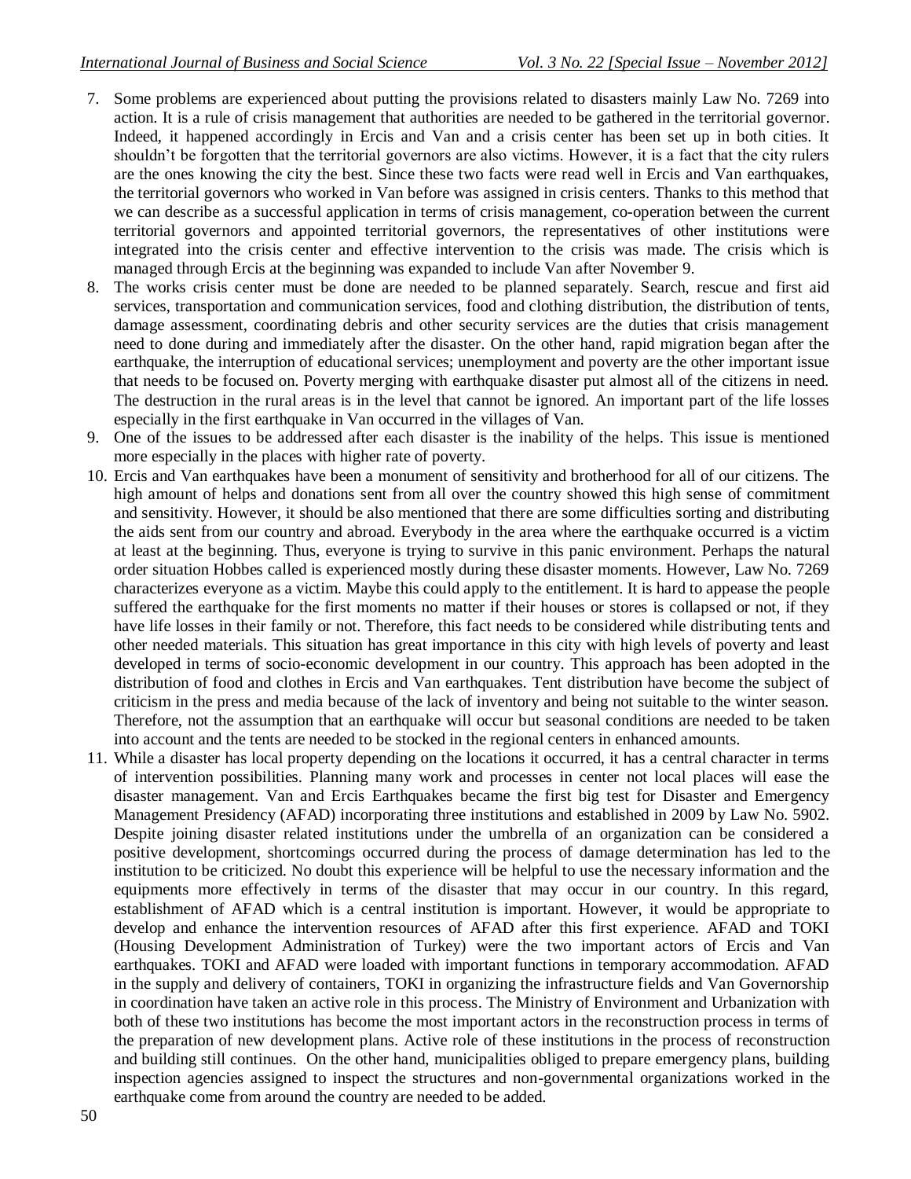7. Some problems are experienced about putting the provisions related to disasters mainly Law No. 7269 into action. It is a rule of crisis management that authorities are needed to be gathered in the territorial governor. Indeed, it happened accordingly in Ercis and Van and a crisis center has been set up in both cities. It shouldn't be forgotten that the territorial governors are also victims. However, it is a fact that the city rulers are the ones knowing the city the best. Since these two facts were read well in Ercis and Van earthquakes, the territorial governors who worked in Van before was assigned in crisis centers. Thanks to this method that we can describe as a successful application in terms of crisis management, co-operation between the current territorial governors and appointed territorial governors, the representatives of other institutions were integrated into the crisis center and effective intervention to the crisis was made. The crisis which is managed through Ercis at the beginning was expanded to include Van after November 9.
8. The works crisis center must be done are needed to be planned separately. Search, rescue and first aid services, transportation and communication services, food and clothing distribution, the distribution of tents, damage assessment, coordinating debris and other security services are the duties that crisis management need to done during and immediately after the disaster. On the other hand, rapid migration began after the earthquake, the interruption of educational services; unemployment and poverty are the other important issue that needs to be focused on. Poverty merging with earthquake disaster put almost all of the citizens in need. The destruction in the rural areas is in the level that cannot be ignored. An important part of the life losses especially in the first earthquake in Van occurred in the villages of Van.
9. One of the issues to be addressed after each disaster is the inability of the helps. This issue is mentioned more especially in the places with higher rate of poverty.
10. Ercis and Van earthquakes have been a monument of sensitivity and brotherhood for all of our citizens. The high amount of helps and donations sent from all over the country showed this high sense of commitment and sensitivity. However, it should be also mentioned that there are some difficulties sorting and distributing the aids sent from our country and abroad. Everybody in the area where the earthquake occurred is a victim at least at the beginning. Thus, everyone is trying to survive in this panic environment. Perhaps the natural order situation Hobbes called is experienced mostly during these disaster moments. However, Law No. 7269 characterizes everyone as a victim. Maybe this could apply to the entitlement. It is hard to appease the people suffered the earthquake for the first moments no matter if their houses or stores is collapsed or not, if they have life losses in their family or not. Therefore, this fact needs to be considered while distributing tents and other needed materials. This situation has great importance in this city with high levels of poverty and least developed in terms of socio-economic development in our country. This approach has been adopted in the distribution of food and clothes in Ercis and Van earthquakes. Tent distribution have become the subject of criticism in the press and media because of the lack of inventory and being not suitable to the winter season. Therefore, not the assumption that an earthquake will occur but seasonal conditions are needed to be taken into account and the tents are needed to be stocked in the regional centers in enhanced amounts.
11. While a disaster has local property depending on the locations it occurred, it has a central character in terms of intervention possibilities. Planning many work and processes in center not local places will ease the disaster management. Van and Ercis Earthquakes became the first big test for Disaster and Emergency Management Presidency (AFAD) incorporating three institutions and established in 2009 by Law No. 5902. Despite joining disaster related institutions under the umbrella of an organization can be considered a positive development, shortcomings occurred during the process of damage determination has led to the institution to be criticized. No doubt this experience will be helpful to use the necessary information and the equipments more effectively in terms of the disaster that may occur in our country. In this regard, establishment of AFAD which is a central institution is important. However, it would be appropriate to develop and enhance the intervention resources of AFAD after this first experience. AFAD and TOKI (Housing Development Administration of Turkey) were the two important actors of Ercis and Van earthquakes. TOKI and AFAD were loaded with important functions in temporary accommodation. AFAD in the supply and delivery of containers, TOKI in organizing the infrastructure fields and Van Governorship in coordination have taken an active role in this process. The Ministry of Environment and Urbanization with both of these two institutions has become the most important actors in the reconstruction process in terms of the preparation of new development plans. Active role of these institutions in the process of reconstruction and building still continues. On the other hand, municipalities obliged to prepare emergency plans, building inspection agencies assigned to inspect the structures and non-governmental organizations worked in the earthquake come from around the country are needed to be added.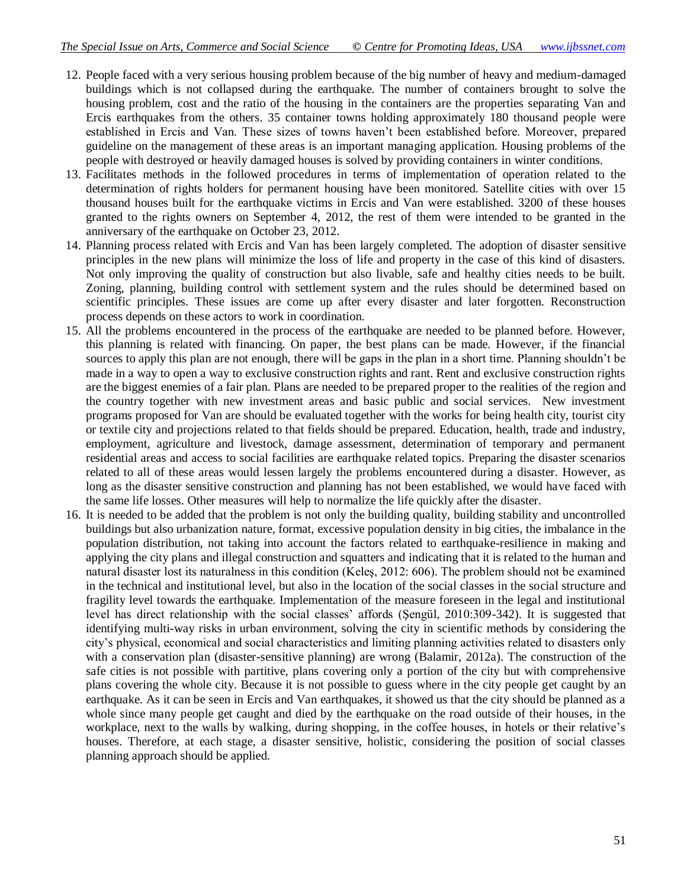12. People faced with a very serious housing problem because of the big number of heavy and medium-damaged buildings which is not collapsed during the earthquake. The number of containers brought to solve the housing problem, cost and the ratio of the housing in the containers are the properties separating Van and Ercis earthquakes from the others. 35 container towns holding approximately 180 thousand people were established in Ercis and Van. These sizes of towns haven't been established before. Moreover, prepared guideline on the management of these areas is an important managing application. Housing problems of the people with destroyed or heavily damaged houses is solved by providing containers in winter conditions.
13. Facilitates methods in the followed procedures in terms of implementation of operation related to the determination of rights holders for permanent housing have been monitored. Satellite cities with over 15 thousand houses built for the earthquake victims in Ercis and Van were established. 3200 of these houses granted to the rights owners on September 4, 2012, the rest of them were intended to be granted in the anniversary of the earthquake on October 23, 2012.
14. Planning process related with Ercis and Van has been largely completed. The adoption of disaster sensitive principles in the new plans will minimize the loss of life and property in the case of this kind of disasters. Not only improving the quality of construction but also livable, safe and healthy cities needs to be built. Zoning, planning, building control with settlement system and the rules should be determined based on scientific principles. These issues are come up after every disaster and later forgotten. Reconstruction process depends on these actors to work in coordination.
15. All the problems encountered in the process of the earthquake are needed to be planned before. However, this planning is related with financing. On paper, the best plans can be made. However, if the financial sources to apply this plan are not enough, there will be gaps in the plan in a short time. Planning shouldn't be made in a way to open a way to exclusive construction rights and rant. Rent and exclusive construction rights are the biggest enemies of a fair plan. Plans are needed to be prepared proper to the realities of the region and the country together with new investment areas and basic public and social services. New investment programs proposed for Van are should be evaluated together with the works for being health city, tourist city or textile city and projections related to that fields should be prepared. Education, health, trade and industry, employment, agriculture and livestock, damage assessment, determination of temporary and permanent residential areas and access to social facilities are earthquake related topics. Preparing the disaster scenarios related to all of these areas would lessen largely the problems encountered during a disaster. However, as long as the disaster sensitive construction and planning has not been established, we would have faced with the same life losses. Other measures will help to normalize the life quickly after the disaster.
16. It is needed to be added that the problem is not only the building quality, building stability and uncontrolled buildings but also urbanization nature, format, excessive population density in big cities, the imbalance in the population distribution, not taking into account the factors related to earthquake-resilience in making and applying the city plans and illegal construction and squatters and indicating that it is related to the human and natural disaster lost its naturalness in this condition (Keleş, 2012: 606). The problem should not be examined in the technical and institutional level, but also in the location of the social classes in the social structure and fragility level towards the earthquake. Implementation of the measure foreseen in the legal and institutional level has direct relationship with the social classes' affords (Şengül, 2010:309-342). It is suggested that identifying multi-way risks in urban environment, solving the city in scientific methods by considering the city's physical, economical and social characteristics and limiting planning activities related to disasters only with a conservation plan (disaster-sensitive planning) are wrong (Balamir, 2012a). The construction of the safe cities is not possible with partitive, plans covering only a portion of the city but with comprehensive plans covering the whole city. Because it is not possible to guess where in the city people get caught by an earthquake. As it can be seen in Ercis and Van earthquakes, it showed us that the city should be planned as a whole since many people get caught and died by the earthquake on the road outside of their houses, in the workplace, next to the walls by walking, during shopping, in the coffee houses, in hotels or their relative's houses. Therefore, at each stage, a disaster sensitive, holistic, considering the position of social classes planning approach should be applied.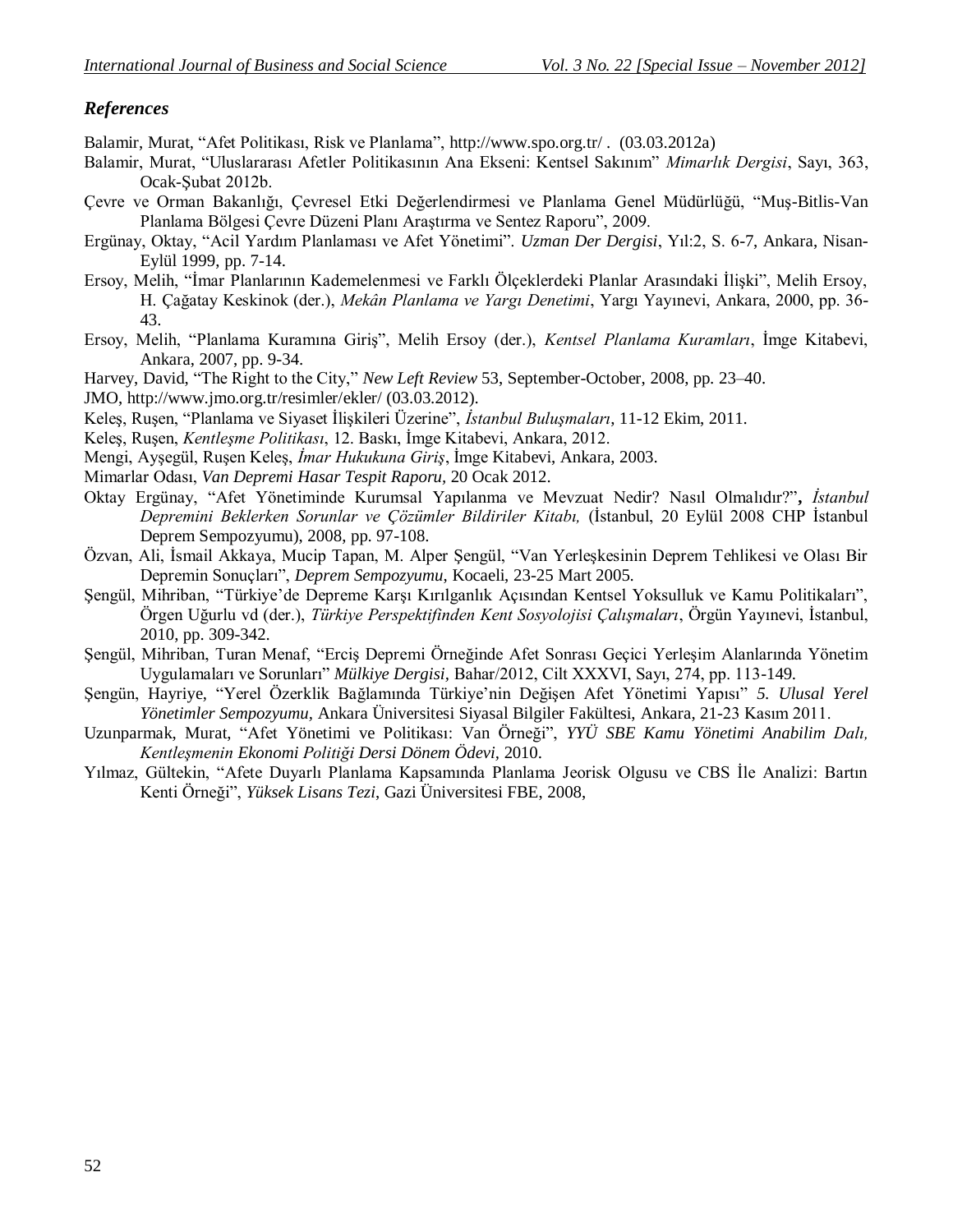## *References*

Balamir, Murat, "Afet Politikası, Risk ve Planlama", http://www.spo.org.tr/ . (03.03.2012a)

Balamir, Murat, "Uluslararası Afetler Politikasının Ana Ekseni: Kentsel Sakınım" *Mimarlık Dergisi*, Sayı, 363, Ocak-Şubat 2012b.

Çevre ve Orman Bakanlığı, Çevresel Etki Değerlendirmesi ve Planlama Genel Müdürlüğü, "Muş-Bitlis-Van Planlama Bölgesi Çevre Düzeni Planı Araştırma ve Sentez Raporu", 2009.

Ergünay, Oktay, "Acil Yardım Planlaması ve Afet Yönetimi". *Uzman Der Dergisi*, Yıl:2, S. 6-7, Ankara, Nisan-Eylül 1999, pp. 7-14.

Ersoy, Melih, "İmar Planlarının Kademelenmesi ve Farklı Ölçeklerdeki Planlar Arasındaki İlişki", Melih Ersoy, H. Çağatay Keskinok (der.), *Mekân Planlama ve Yargı Denetimi*, Yargı Yayınevi, Ankara, 2000, pp. 36-43.

Ersoy, Melih, "Planlama Kuramına Giriş", Melih Ersoy (der.), *Kentsel Planlama Kuramları*, İmge Kitabevi, Ankara, 2007, pp. 9-34.

Harvey, David, "The Right to the City," *New Left Review* 53, September-October, 2008, pp. 23–40.

JMO, http://www.jmo.org.tr/resimler/ekler/ (03.03.2012).

Keleş, Ruşen, "Planlama ve Siyaset İlişkileri Üzerine", *İstanbul Buluşmaları*, 11-12 Ekim, 2011.

Keleş, Ruşen, *Kentleşme Politikası*, 12. Baskı, İmge Kitabevi, Ankara, 2012.

Mengi, Ayşegül, Ruşen Keleş, *İmar Hukukuna Giriş*, İmge Kitabevi, Ankara, 2003.

Mimarlar Odası, *Van Depremi Hasar Tespit Raporu*, 20 Ocak 2012.

Oktay Ergünay, "Afet Yönetiminde Kurumsal Yapılanma ve Mevzuat Nedir? Nasıl Olmalıdır?", *İstanbul Depremini Beklerken Sorunlar ve Çözümler Bildiriler Kitabı,* (İstanbul, 20 Eylül 2008 CHP İstanbul Deprem Sempozyumu), 2008, pp. 97-108.

Özvan, Ali, İsmail Akkaya, Mucip Tapan, M. Alper Şengül, "Van Yerleşkesinin Deprem Tehlikesi ve Olası Bir Depremin Sonuçları", *Deprem Sempozyumu*, Kocaeli, 23-25 Mart 2005.

Şengül, Mihriban, "Türkiye'de Depreme Karşı Kırılganlık Açısından Kentsel Yoksulluk ve Kamu Politikaları", Örgen Uğurlu vd (der.), *Türkiye Perspektifinden Kent Sosyolojisi Çalışmaları*, Örgün Yayınevi, İstanbul, 2010, pp. 309-342.

Şengül, Mihriban, Turan Menaf, "Erciş Depremi Örneğinde Afet Sonrası Geçici Yerleşim Alanlarında Yönetim Uygulamaları ve Sorunları" *Mülkiye Dergisi*, Bahar/2012, Cilt XXXVI, Sayı, 274, pp. 113-149.

Şengün, Hayriye, "Yerel Özerklik Bağlamında Türkiye'nin Değişen Afet Yönetimi Yapısı" *5. Ulusal Yerel Yönetimler Sempozyumu*, Ankara Üniversitesi Siyasal Bilgiler Fakültesi, Ankara, 21-23 Kasım 2011.

Uzunparmak, Murat, "Afet Yönetimi ve Politikası: Van Örneği", *YYÜ SBE Kamu Yönetimi Anabilim Dalı, Kentleşmenin Ekonomi Politiği Dersi Dönem Ödevi*, 2010.

Yılmaz, Gültekin, "Afete Duyarlı Planlama Kapsamında Planlama Jeorisk Olgusu ve CBS İle Analizi: Bartın Kenti Örneği", *Yüksek Lisans Tezi*, Gazi Üniversitesi FBE, 2008,